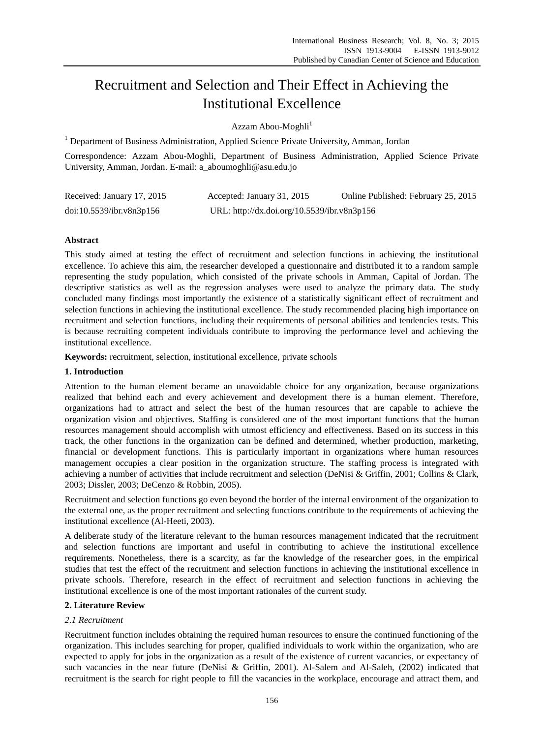# Recruitment and Selection and Their Effect in Achieving the Institutional Excellence

Azzam Abou-Moghli[1]

[1] Department of Business Administration, Applied Science Private University, Amman, Jordan

Correspondence: Azzam Abou-Moghli, Department of Business Administration, Applied Science Private University, Amman, Jordan. E-mail: a_aboumoghli@asu.edu.jo

Received: January 17, 2015 Accepted: January 31, 2015 Online Published: February 25, 2015

doi:10.5539/ibr.v8n3p156 URL: http://dx.doi.org/10.5539/ibr.v8n3p156

**Abstract**

This study aimed at testing the effect of recruitment and selection functions in achieving the institutional excellence. To achieve this aim, the researcher developed a questionnaire and distributed it to a random sample representing the study population, which consisted of the private schools in Amman, Capital of Jordan. The descriptive statistics as well as the regression analyses were used to analyze the primary data. The study concluded many findings most importantly the existence of a statistically significant effect of recruitment and selection functions in achieving the institutional excellence. The study recommended placing high importance on recruitment and selection functions, including their requirements of personal abilities and tendencies tests. This is because recruiting competent individuals contribute to improving the performance level and achieving the institutional excellence.

**Keywords:** recruitment, selection, institutional excellence, private schools

## 1. Introduction

Attention to the human element became an unavoidable choice for any organization, because organizations realized that behind each and every achievement and development there is a human element. Therefore, organizations had to attract and select the best of the human resources that are capable to achieve the organization vision and objectives. Staffing is considered one of the most important functions that the human resources management should accomplish with utmost efficiency and effectiveness. Based on its success in this track, the other functions in the organization can be defined and determined, whether production, marketing, financial or development functions. This is particularly important in organizations where human resources management occupies a clear position in the organization structure. The staffing process is integrated with achieving a number of activities that include recruitment and selection (DeNisi & Griffin, 2001; Collins & Clark, 2003; Dissler, 2003; DeCenzo & Robbin, 2005).

Recruitment and selection functions go even beyond the border of the internal environment of the organization to the external one, as the proper recruitment and selecting functions contribute to the requirements of achieving the institutional excellence (Al-Heeti, 2003).

A deliberate study of the literature relevant to the human resources management indicated that the recruitment and selection functions are important and useful in contributing to achieve the institutional excellence requirements. Nonetheless, there is a scarcity, as far the knowledge of the researcher goes, in the empirical studies that test the effect of the recruitment and selection functions in achieving the institutional excellence in private schools. Therefore, research in the effect of recruitment and selection functions in achieving the institutional excellence is one of the most important rationales of the current study.

## 2. Literature Review

### *2.1 Recruitment*

Recruitment function includes obtaining the required human resources to ensure the continued functioning of the organization. This includes searching for proper, qualified individuals to work within the organization, who are expected to apply for jobs in the organization as a result of the existence of current vacancies, or expectancy of such vacancies in the near future (DeNisi & Griffin, 2001). Al-Salem and Al-Saleh, (2002) indicated that recruitment is the search for right people to fill the vacancies in the workplace, encourage and attract them, and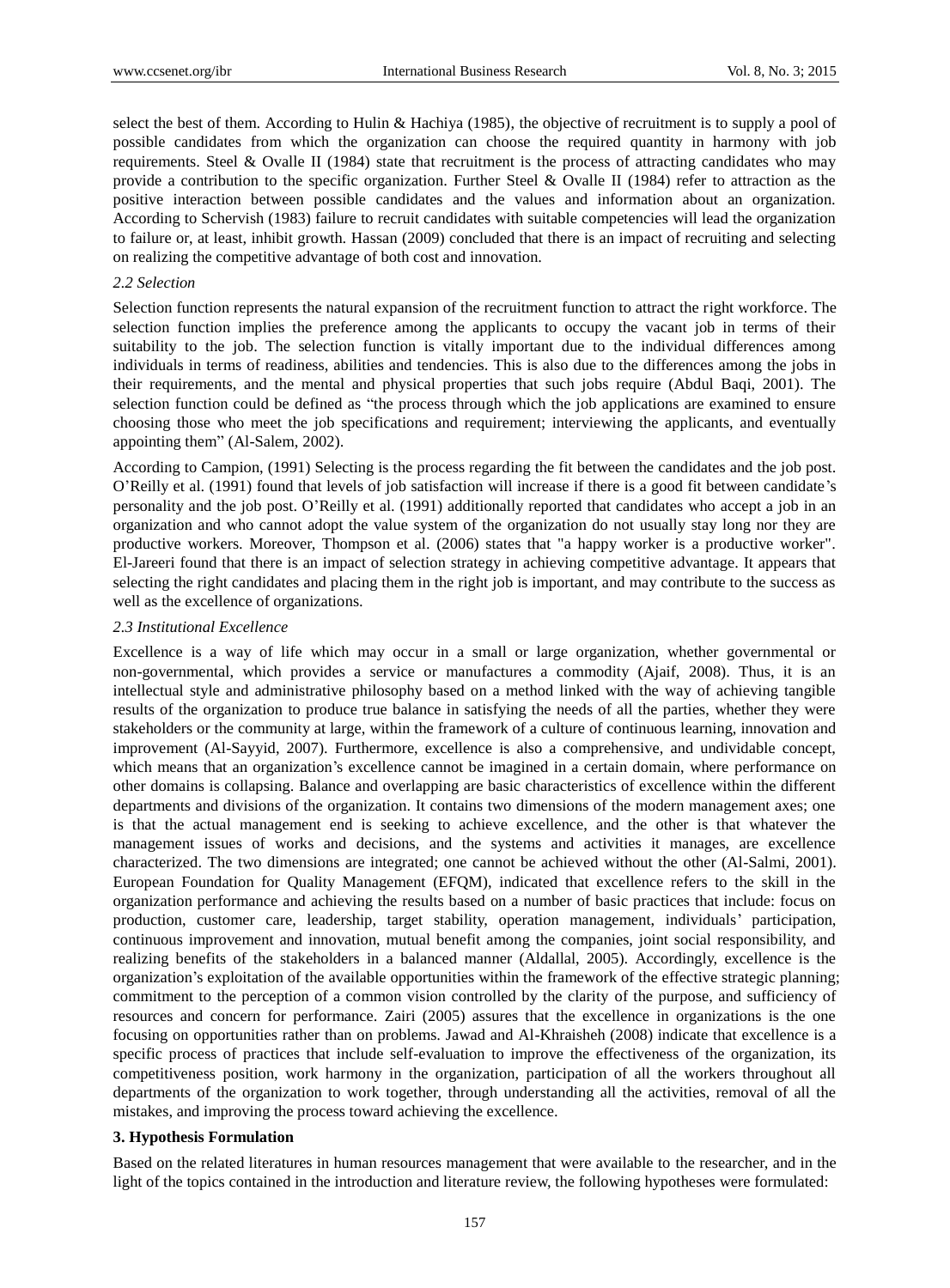select the best of them. According to Hulin & Hachiya (1985), the objective of recruitment is to supply a pool of possible candidates from which the organization can choose the required quantity in harmony with job requirements. Steel & Ovalle II (1984) state that recruitment is the process of attracting candidates who may provide a contribution to the specific organization. Further Steel & Ovalle II (1984) refer to attraction as the positive interaction between possible candidates and the values and information about an organization. According to Schervish (1983) failure to recruit candidates with suitable competencies will lead the organization to failure or, at least, inhibit growth. Hassan (2009) concluded that there is an impact of recruiting and selecting on realizing the competitive advantage of both cost and innovation.

### 2.2 Selection

Selection function represents the natural expansion of the recruitment function to attract the right workforce. The selection function implies the preference among the applicants to occupy the vacant job in terms of their suitability to the job. The selection function is vitally important due to the individual differences among individuals in terms of readiness, abilities and tendencies. This is also due to the differences among the jobs in their requirements, and the mental and physical properties that such jobs require (Abdul Baqi, 2001). The selection function could be defined as "the process through which the job applications are examined to ensure choosing those who meet the job specifications and requirement; interviewing the applicants, and eventually appointing them" (Al-Salem, 2002).

According to Campion, (1991) Selecting is the process regarding the fit between the candidates and the job post. O'Reilly et al. (1991) found that levels of job satisfaction will increase if there is a good fit between candidate's personality and the job post. O'Reilly et al. (1991) additionally reported that candidates who accept a job in an organization and who cannot adopt the value system of the organization do not usually stay long nor they are productive workers. Moreover, Thompson et al. (2006) states that "a happy worker is a productive worker". El-Jareeri found that there is an impact of selection strategy in achieving competitive advantage. It appears that selecting the right candidates and placing them in the right job is important, and may contribute to the success as well as the excellence of organizations.

### 2.3 Institutional Excellence

Excellence is a way of life which may occur in a small or large organization, whether governmental or non-governmental, which provides a service or manufactures a commodity (Ajaif, 2008). Thus, it is an intellectual style and administrative philosophy based on a method linked with the way of achieving tangible results of the organization to produce true balance in satisfying the needs of all the parties, whether they were stakeholders or the community at large, within the framework of a culture of continuous learning, innovation and improvement (Al-Sayyid, 2007). Furthermore, excellence is also a comprehensive, and undividable concept, which means that an organization's excellence cannot be imagined in a certain domain, where performance on other domains is collapsing. Balance and overlapping are basic characteristics of excellence within the different departments and divisions of the organization. It contains two dimensions of the modern management axes; one is that the actual management end is seeking to achieve excellence, and the other is that whatever the management issues of works and decisions, and the systems and activities it manages, are excellence characterized. The two dimensions are integrated; one cannot be achieved without the other (Al-Salmi, 2001). European Foundation for Quality Management (EFQM), indicated that excellence refers to the skill in the organization performance and achieving the results based on a number of basic practices that include: focus on production, customer care, leadership, target stability, operation management, individuals' participation, continuous improvement and innovation, mutual benefit among the companies, joint social responsibility, and realizing benefits of the stakeholders in a balanced manner (Aldallal, 2005). Accordingly, excellence is the organization's exploitation of the available opportunities within the framework of the effective strategic planning; commitment to the perception of a common vision controlled by the clarity of the purpose, and sufficiency of resources and concern for performance. Zairi (2005) assures that the excellence in organizations is the one focusing on opportunities rather than on problems. Jawad and Al-Khraisheh (2008) indicate that excellence is a specific process of practices that include self-evaluation to improve the effectiveness of the organization, its competitiveness position, work harmony in the organization, participation of all the workers throughout all departments of the organization to work together, through understanding all the activities, removal of all the mistakes, and improving the process toward achieving the excellence.

## 3. Hypothesis Formulation

Based on the related literatures in human resources management that were available to the researcher, and in the light of the topics contained in the introduction and literature review, the following hypotheses were formulated: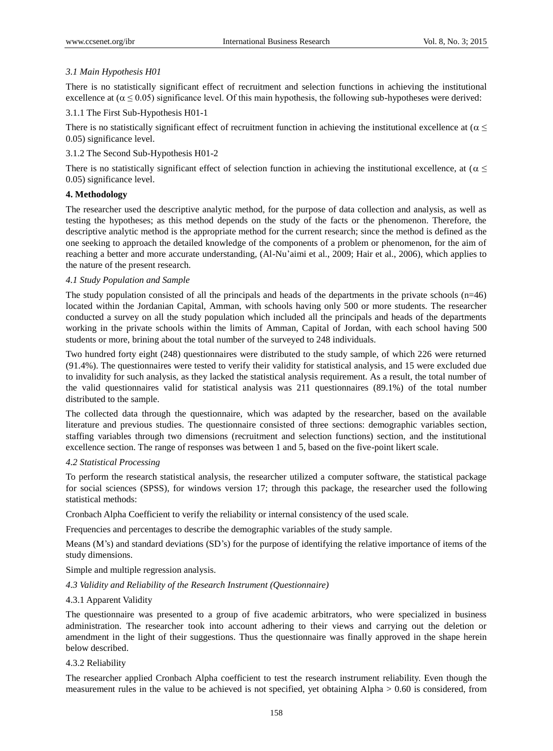### *3.1 Main Hypothesis H01*

There is no statistically significant effect of recruitment and selection functions in achieving the institutional excellence at ($\alpha \leq 0.05$) significance level. Of this main hypothesis, the following sub-hypotheses were derived:

#### 3.1.1 The First Sub-Hypothesis H01-1

There is no statistically significant effect of recruitment function in achieving the institutional excellence at ($\alpha \leq 0.05$) significance level.

#### 3.1.2 The Second Sub-Hypothesis H01-2

There is no statistically significant effect of selection function in achieving the institutional excellence, at ($\alpha \leq 0.05$) significance level.

## 4. Methodology

The researcher used the descriptive analytic method, for the purpose of data collection and analysis, as well as testing the hypotheses; as this method depends on the study of the facts or the phenomenon. Therefore, the descriptive analytic method is the appropriate method for the current research; since the method is defined as the one seeking to approach the detailed knowledge of the components of a problem or phenomenon, for the aim of reaching a better and more accurate understanding, (Al-Nu'aimi et al., 2009; Hair et al., 2006), which applies to the nature of the present research.

### *4.1 Study Population and Sample*

The study population consisted of all the principals and heads of the departments in the private schools (n=46) located within the Jordanian Capital, Amman, with schools having only 500 or more students. The researcher conducted a survey on all the study population which included all the principals and heads of the departments working in the private schools within the limits of Amman, Capital of Jordan, with each school having 500 students or more, brining about the total number of the surveyed to 248 individuals.

Two hundred forty eight (248) questionnaires were distributed to the study sample, of which 226 were returned (91.4%). The questionnaires were tested to verify their validity for statistical analysis, and 15 were excluded due to invalidity for such analysis, as they lacked the statistical analysis requirement. As a result, the total number of the valid questionnaires valid for statistical analysis was 211 questionnaires (89.1%) of the total number distributed to the sample.

The collected data through the questionnaire, which was adapted by the researcher, based on the available literature and previous studies. The questionnaire consisted of three sections: demographic variables section, staffing variables through two dimensions (recruitment and selection functions) section, and the institutional excellence section. The range of responses was between 1 and 5, based on the five-point likert scale.

### *4.2 Statistical Processing*

To perform the research statistical analysis, the researcher utilized a computer software, the statistical package for social sciences (SPSS), for windows version 17; through this package, the researcher used the following statistical methods:

Cronbach Alpha Coefficient to verify the reliability or internal consistency of the used scale.

Frequencies and percentages to describe the demographic variables of the study sample.

Means (M's) and standard deviations (SD's) for the purpose of identifying the relative importance of items of the study dimensions.

Simple and multiple regression analysis.

### *4.3 Validity and Reliability of the Research Instrument (Questionnaire)*

#### 4.3.1 Apparent Validity

The questionnaire was presented to a group of five academic arbitrators, who were specialized in business administration. The researcher took into account adhering to their views and carrying out the deletion or amendment in the light of their suggestions. Thus the questionnaire was finally approved in the shape herein below described.

#### 4.3.2 Reliability

The researcher applied Cronbach Alpha coefficient to test the research instrument reliability. Even though the measurement rules in the value to be achieved is not specified, yet obtaining Alpha > 0.60 is considered, from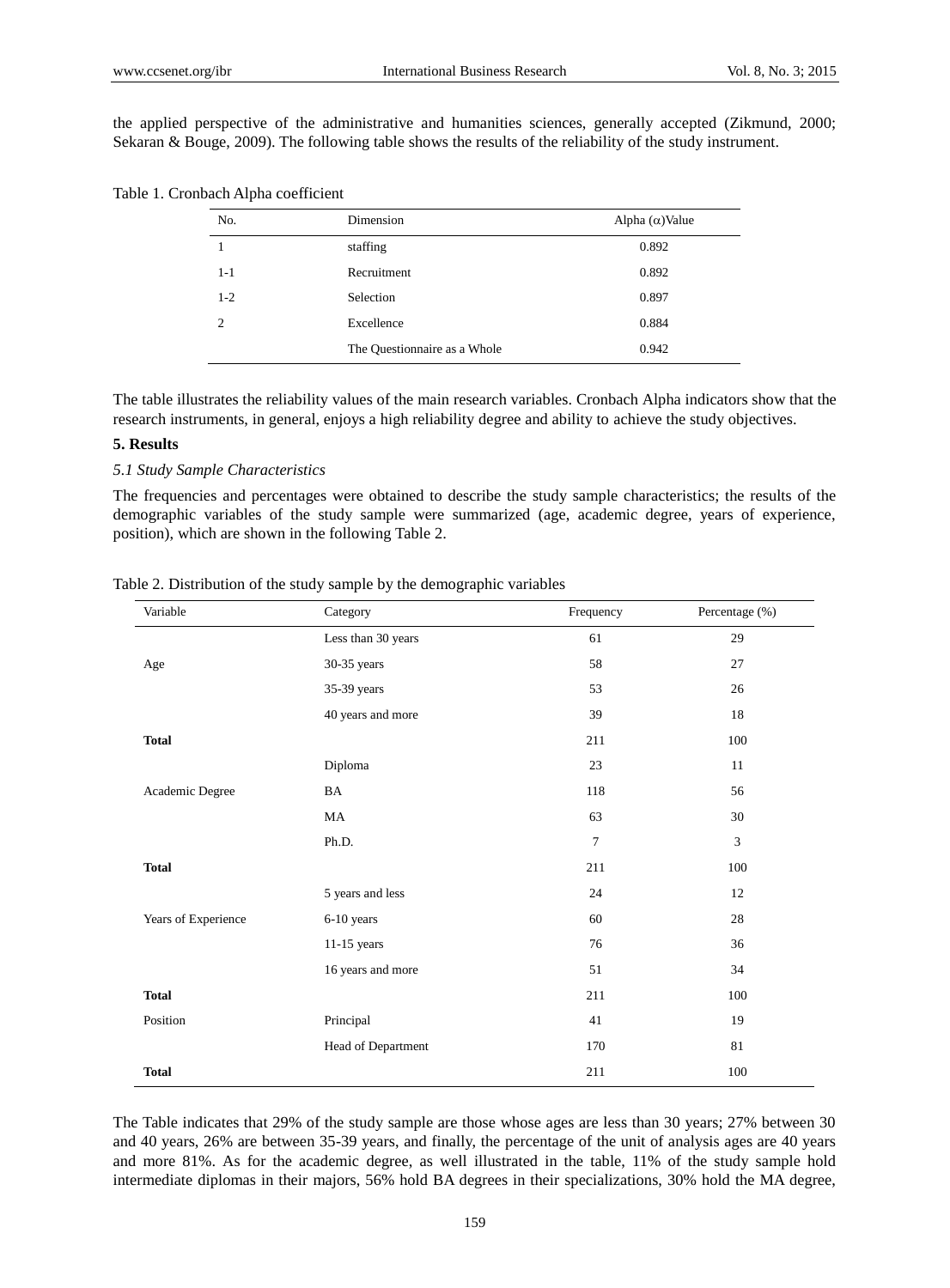the applied perspective of the administrative and humanities sciences, generally accepted (Zikmund, 2000; Sekaran & Bouge, 2009). The following table shows the results of the reliability of the study instrument.

Table 1. Cronbach Alpha coefficient

| No. | Dimension | Alpha (α)Value |
|---|---|---|
| 1 | staffing | 0.892 |
| 1-1 | Recruitment | 0.892 |
| 1-2 | Selection | 0.897 |
| 2 | Excellence | 0.884 |
| | The Questionnaire as a Whole | 0.942 |

The table illustrates the reliability values of the main research variables. Cronbach Alpha indicators show that the research instruments, in general, enjoys a high reliability degree and ability to achieve the study objectives.

**5. Results**

*5.1 Study Sample Characteristics*

The frequencies and percentages were obtained to describe the study sample characteristics; the results of the demographic variables of the study sample were summarized (age, academic degree, years of experience, position), which are shown in the following Table 2.

Table 2. Distribution of the study sample by the demographic variables

| Variable | Category | Frequency | Percentage (%) |
|---|---|---|---|
| | Less than 30 years | 61 | 29 |
| Age | 30-35 years | 58 | 27 |
| | 35-39 years | 53 | 26 |
| | 40 years and more | 39 | 18 |
| **Total** | | 211 | 100 |
| | Diploma | 23 | 11 |
| Academic Degree | BA | 118 | 56 |
| | MA | 63 | 30 |
| | Ph.D. | 7 | 3 |
| **Total** | | 211 | 100 |
| | 5 years and less | 24 | 12 |
| Years of Experience | 6-10 years | 60 | 28 |
| | 11-15 years | 76 | 36 |
| | 16 years and more | 51 | 34 |
| **Total** | | 211 | 100 |
| Position | Principal | 41 | 19 |
| | Head of Department | 170 | 81 |
| **Total** | | 211 | 100 |

The Table indicates that 29% of the study sample are those whose ages are less than 30 years; 27% between 30 and 40 years, 26% are between 35-39 years, and finally, the percentage of the unit of analysis ages are 40 years and more 81%. As for the academic degree, as well illustrated in the table, 11% of the study sample hold intermediate diplomas in their majors, 56% hold BA degrees in their specializations, 30% hold the MA degree,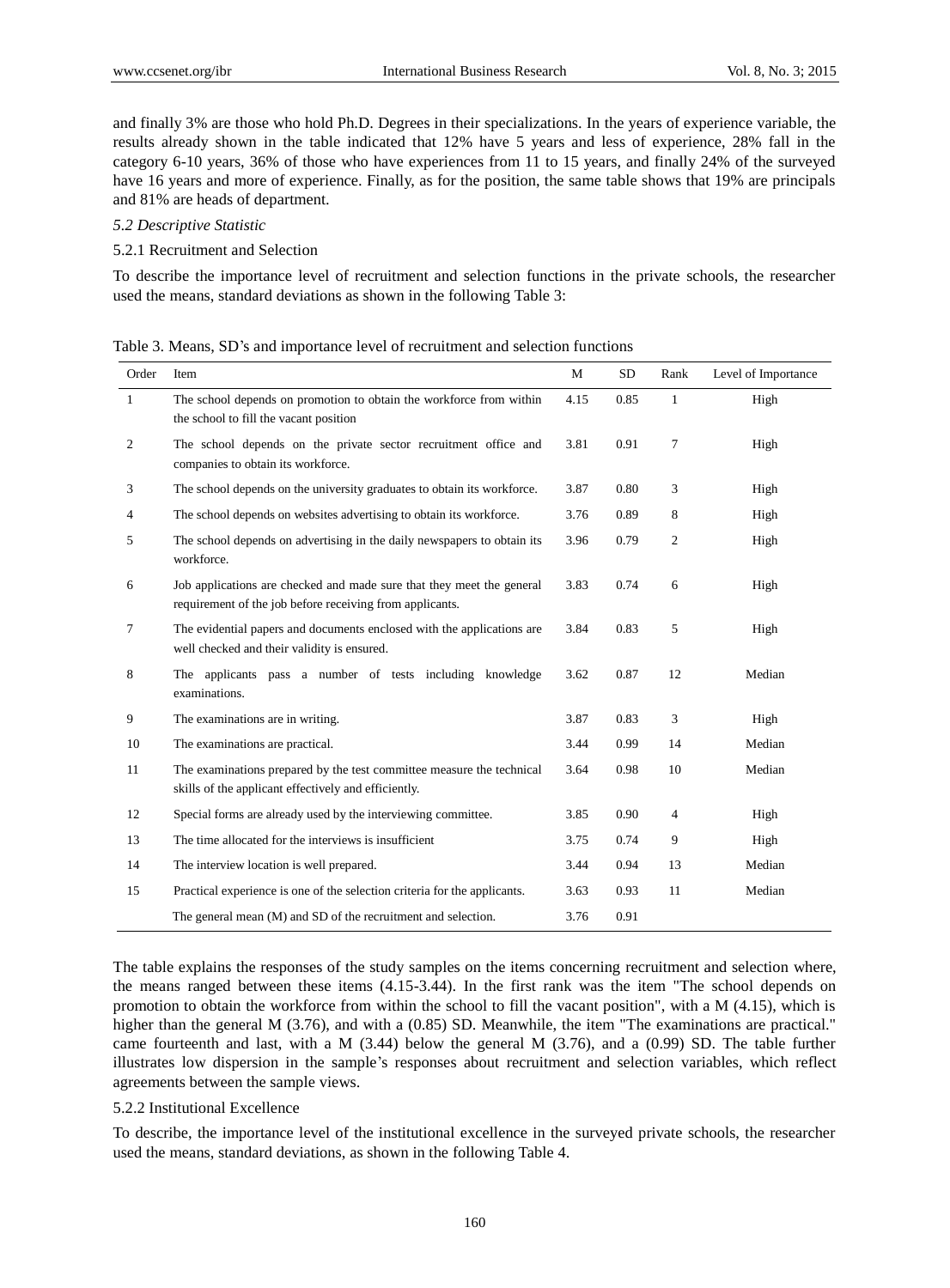and finally 3% are those who hold Ph.D. Degrees in their specializations. In the years of experience variable, the results already shown in the table indicated that 12% have 5 years and less of experience, 28% fall in the category 6-10 years, 36% of those who have experiences from 11 to 15 years, and finally 24% of the surveyed have 16 years and more of experience. Finally, as for the position, the same table shows that 19% are principals and 81% are heads of department.

*5.2 Descriptive Statistic*

5.2.1 Recruitment and Selection

To describe the importance level of recruitment and selection functions in the private schools, the researcher used the means, standard deviations as shown in the following Table 3:

Table 3. Means, SD's and importance level of recruitment and selection functions

| Order | Item | M | SD | Rank | Level of Importance |
|---|---|---|---|---|---|
| 1 | The school depends on promotion to obtain the workforce from within the school to fill the vacant position | 4.15 | 0.85 | 1 | High |
| 2 | The school depends on the private sector recruitment office and companies to obtain its workforce. | 3.81 | 0.91 | 7 | High |
| 3 | The school depends on the university graduates to obtain its workforce. | 3.87 | 0.80 | 3 | High |
| 4 | The school depends on websites advertising to obtain its workforce. | 3.76 | 0.89 | 8 | High |
| 5 | The school depends on advertising in the daily newspapers to obtain its workforce. | 3.96 | 0.79 | 2 | High |
| 6 | Job applications are checked and made sure that they meet the general requirement of the job before receiving from applicants. | 3.83 | 0.74 | 6 | High |
| 7 | The evidential papers and documents enclosed with the applications are well checked and their validity is ensured. | 3.84 | 0.83 | 5 | High |
| 8 | The applicants pass a number of tests including knowledge examinations. | 3.62 | 0.87 | 12 | Median |
| 9 | The examinations are in writing. | 3.87 | 0.83 | 3 | High |
| 10 | The examinations are practical. | 3.44 | 0.99 | 14 | Median |
| 11 | The examinations prepared by the test committee measure the technical skills of the applicant effectively and efficiently. | 3.64 | 0.98 | 10 | Median |
| 12 | Special forms are already used by the interviewing committee. | 3.85 | 0.90 | 4 | High |
| 13 | The time allocated for the interviews is insufficient | 3.75 | 0.74 | 9 | High |
| 14 | The interview location is well prepared. | 3.44 | 0.94 | 13 | Median |
| 15 | Practical experience is one of the selection criteria for the applicants. | 3.63 | 0.93 | 11 | Median |
| | The general mean (M) and SD of the recruitment and selection. | 3.76 | 0.91 | | |

The table explains the responses of the study samples on the items concerning recruitment and selection where, the means ranged between these items (4.15-3.44). In the first rank was the item "The school depends on promotion to obtain the workforce from within the school to fill the vacant position", with a M (4.15), which is higher than the general M (3.76), and with a (0.85) SD. Meanwhile, the item "The examinations are practical." came fourteenth and last, with a M (3.44) below the general M (3.76), and a (0.99) SD. The table further illustrates low dispersion in the sample's responses about recruitment and selection variables, which reflect agreements between the sample views.

5.2.2 Institutional Excellence

To describe, the importance level of the institutional excellence in the surveyed private schools, the researcher used the means, standard deviations, as shown in the following Table 4.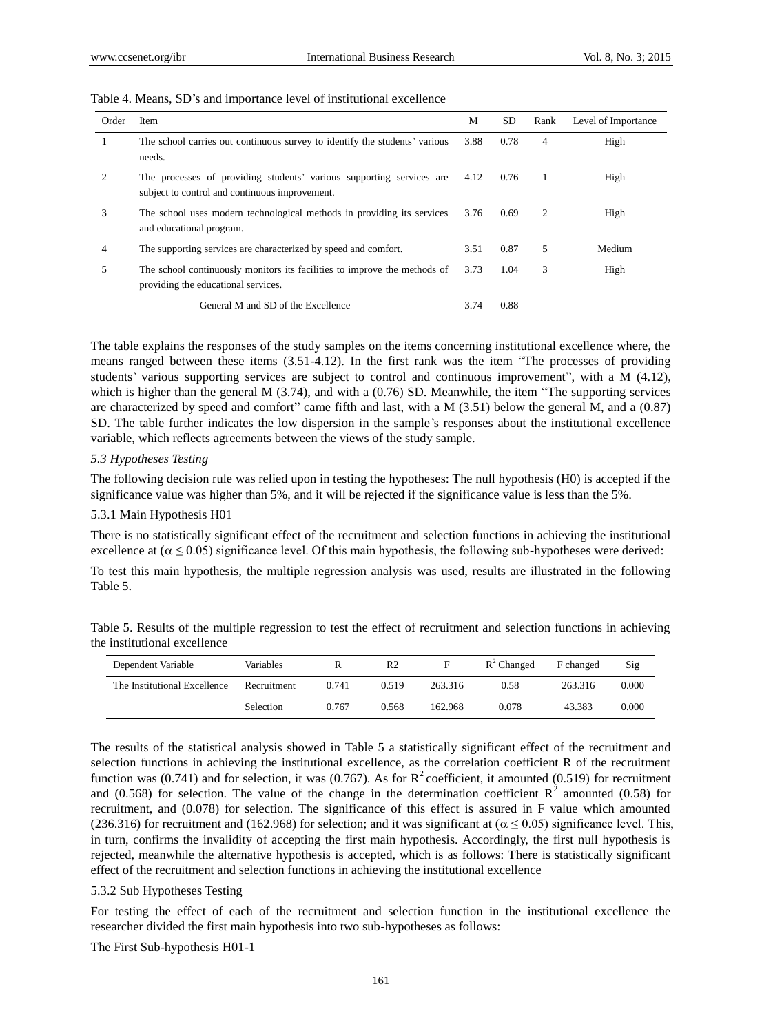Table 4. Means, SD's and importance level of institutional excellence

| Order | Item | M | SD | Rank | Level of Importance |
|---|---|---|---|---|---|
| 1 | The school carries out continuous survey to identify the students' various needs. | 3.88 | 0.78 | 4 | High |
| 2 | The processes of providing students' various supporting services are subject to control and continuous improvement. | 4.12 | 0.76 | 1 | High |
| 3 | The school uses modern technological methods in providing its services and educational program. | 3.76 | 0.69 | 2 | High |
| 4 | The supporting services are characterized by speed and comfort. | 3.51 | 0.87 | 5 | Medium |
| 5 | The school continuously monitors its facilities to improve the methods of providing the educational services. | 3.73 | 1.04 | 3 | High |
| | General M and SD of the Excellence | 3.74 | 0.88 | | |

The table explains the responses of the study samples on the items concerning institutional excellence where, the means ranged between these items (3.51-4.12). In the first rank was the item "The processes of providing students' various supporting services are subject to control and continuous improvement", with a M (4.12), which is higher than the general M (3.74), and with a (0.76) SD. Meanwhile, the item "The supporting services are characterized by speed and comfort" came fifth and last, with a M (3.51) below the general M, and a (0.87) SD. The table further indicates the low dispersion in the sample's responses about the institutional excellence variable, which reflects agreements between the views of the study sample.

### *5.3 Hypotheses Testing*

The following decision rule was relied upon in testing the hypotheses: The null hypothesis (H0) is accepted if the significance value was higher than 5%, and it will be rejected if the significance value is less than the 5%.

#### 5.3.1 Main Hypothesis H01

There is no statistically significant effect of the recruitment and selection functions in achieving the institutional excellence at ($\alpha \leq 0.05$) significance level. Of this main hypothesis, the following sub-hypotheses were derived:

To test this main hypothesis, the multiple regression analysis was used, results are illustrated in the following Table 5.

Table 5. Results of the multiple regression to test the effect of recruitment and selection functions in achieving the institutional excellence

| Dependent Variable | Variables | R | R2 | F | $R^2$ Changed | F changed | Sig |
|---|---|---|---|---|---|---|---|
| The Institutional Excellence | Recruitment | 0.741 | 0.519 | 263.316 | 0.58 | 263.316 | 0.000 |
| | Selection | 0.767 | 0.568 | 162.968 | 0.078 | 43.383 | 0.000 |

The results of the statistical analysis showed in Table 5 a statistically significant effect of the recruitment and selection functions in achieving the institutional excellence, as the correlation coefficient R of the recruitment function was (0.741) and for selection, it was (0.767). As for $R^2$ coefficient, it amounted (0.519) for recruitment and (0.568) for selection. The value of the change in the determination coefficient $R^2$ amounted (0.58) for recruitment, and (0.078) for selection. The significance of this effect is assured in F value which amounted (236.316) for recruitment and (162.968) for selection; and it was significant at ($\alpha \leq 0.05$) significance level. This, in turn, confirms the invalidity of accepting the first main hypothesis. Accordingly, the first null hypothesis is rejected, meanwhile the alternative hypothesis is accepted, which is as follows: There is statistically significant effect of the recruitment and selection functions in achieving the institutional excellence

#### 5.3.2 Sub Hypotheses Testing

For testing the effect of each of the recruitment and selection function in the institutional excellence the researcher divided the first main hypothesis into two sub-hypotheses as follows:

The First Sub-hypothesis H01-1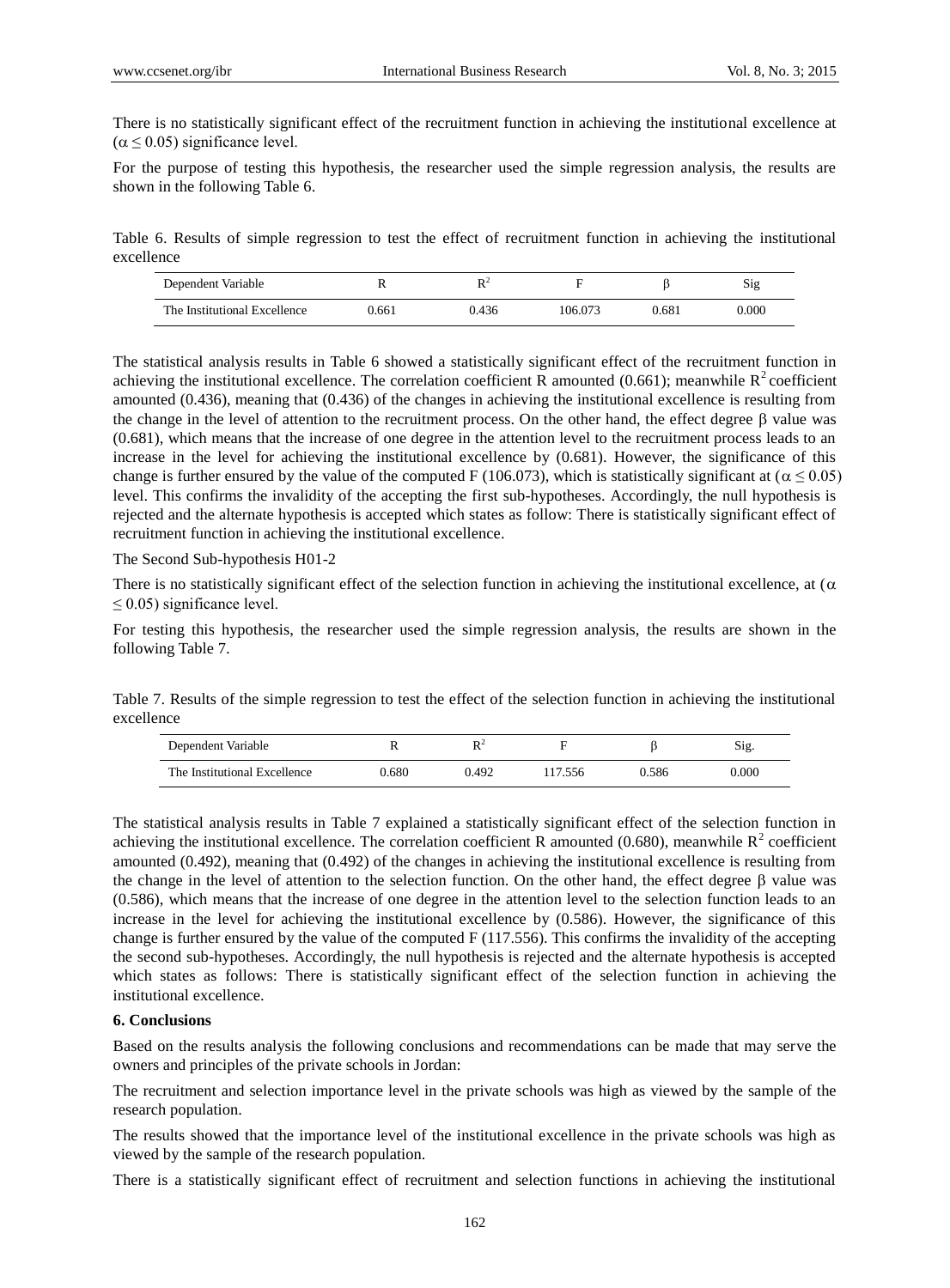There is no statistically significant effect of the recruitment function in achieving the institutional excellence at ($\alpha \leq 0.05$) significance level.

For the purpose of testing this hypothesis, the researcher used the simple regression analysis, the results are shown in the following Table 6.

Table 6. Results of simple regression to test the effect of recruitment function in achieving the institutional excellence

| Dependent Variable | R | $R^2$ | F | β | Sig |
|---|---|---|---|---|---|
| The Institutional Excellence | 0.661 | 0.436 | 106.073 | 0.681 | 0.000 |

The statistical analysis results in Table 6 showed a statistically significant effect of the recruitment function in achieving the institutional excellence. The correlation coefficient R amounted (0.661); meanwhile $R^2$ coefficient amounted (0.436), meaning that (0.436) of the changes in achieving the institutional excellence is resulting from the change in the level of attention to the recruitment process. On the other hand, the effect degree β value was (0.681), which means that the increase of one degree in the attention level to the recruitment process leads to an increase in the level for achieving the institutional excellence by (0.681). However, the significance of this change is further ensured by the value of the computed F (106.073), which is statistically significant at ($\alpha \leq 0.05$) level. This confirms the invalidity of the accepting the first sub-hypotheses. Accordingly, the null hypothesis is rejected and the alternate hypothesis is accepted which states as follow: There is statistically significant effect of recruitment function in achieving the institutional excellence.

The Second Sub-hypothesis H01-2

There is no statistically significant effect of the selection function in achieving the institutional excellence, at ($\alpha \leq 0.05$) significance level.

For testing this hypothesis, the researcher used the simple regression analysis, the results are shown in the following Table 7.

Table 7. Results of the simple regression to test the effect of the selection function in achieving the institutional excellence

| Dependent Variable | R | $R^2$ | F | β | Sig. |
|---|---|---|---|---|---|
| The Institutional Excellence | 0.680 | 0.492 | 117.556 | 0.586 | 0.000 |

The statistical analysis results in Table 7 explained a statistically significant effect of the selection function in achieving the institutional excellence. The correlation coefficient R amounted (0.680), meanwhile $R^2$ coefficient amounted (0.492), meaning that (0.492) of the changes in achieving the institutional excellence is resulting from the change in the level of attention to the selection function. On the other hand, the effect degree β value was (0.586), which means that the increase of one degree in the attention level to the selection function leads to an increase in the level for achieving the institutional excellence by (0.586). However, the significance of this change is further ensured by the value of the computed F (117.556). This confirms the invalidity of the accepting the second sub-hypotheses. Accordingly, the null hypothesis is rejected and the alternate hypothesis is accepted which states as follows: There is statistically significant effect of the selection function in achieving the institutional excellence.

## 6. Conclusions

Based on the results analysis the following conclusions and recommendations can be made that may serve the owners and principles of the private schools in Jordan:

The recruitment and selection importance level in the private schools was high as viewed by the sample of the research population.

The results showed that the importance level of the institutional excellence in the private schools was high as viewed by the sample of the research population.

There is a statistically significant effect of recruitment and selection functions in achieving the institutional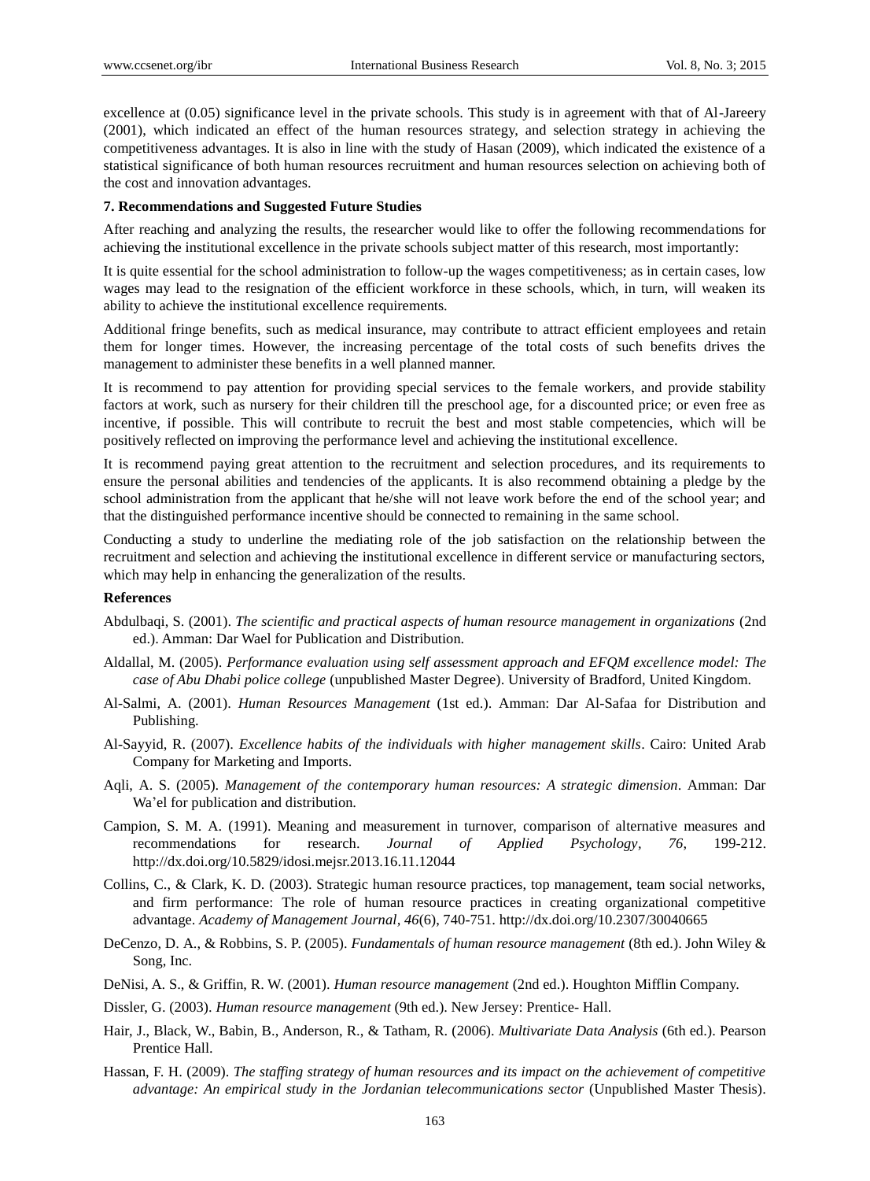excellence at (0.05) significance level in the private schools. This study is in agreement with that of Al-Jareery (2001), which indicated an effect of the human resources strategy, and selection strategy in achieving the competitiveness advantages. It is also in line with the study of Hasan (2009), which indicated the existence of a statistical significance of both human resources recruitment and human resources selection on achieving both of the cost and innovation advantages.

### 7. Recommendations and Suggested Future Studies

After reaching and analyzing the results, the researcher would like to offer the following recommendations for achieving the institutional excellence in the private schools subject matter of this research, most importantly:

It is quite essential for the school administration to follow-up the wages competitiveness; as in certain cases, low wages may lead to the resignation of the efficient workforce in these schools, which, in turn, will weaken its ability to achieve the institutional excellence requirements.

Additional fringe benefits, such as medical insurance, may contribute to attract efficient employees and retain them for longer times. However, the increasing percentage of the total costs of such benefits drives the management to administer these benefits in a well planned manner.

It is recommend to pay attention for providing special services to the female workers, and provide stability factors at work, such as nursery for their children till the preschool age, for a discounted price; or even free as incentive, if possible. This will contribute to recruit the best and most stable competencies, which will be positively reflected on improving the performance level and achieving the institutional excellence.

It is recommend paying great attention to the recruitment and selection procedures, and its requirements to ensure the personal abilities and tendencies of the applicants. It is also recommend obtaining a pledge by the school administration from the applicant that he/she will not leave work before the end of the school year; and that the distinguished performance incentive should be connected to remaining in the same school.

Conducting a study to underline the mediating role of the job satisfaction on the relationship between the recruitment and selection and achieving the institutional excellence in different service or manufacturing sectors, which may help in enhancing the generalization of the results.

### References

Abdulbaqi, S. (2001). *The scientific and practical aspects of human resource management in organizations* (2nd ed.). Amman: Dar Wael for Publication and Distribution.

Aldallal, M. (2005). *Performance evaluation using self assessment approach and EFQM excellence model: The case of Abu Dhabi police college* (unpublished Master Degree). University of Bradford, United Kingdom.

Al-Salmi, A. (2001). *Human Resources Management* (1st ed.). Amman: Dar Al-Safaa for Distribution and Publishing.

Al-Sayyid, R. (2007). *Excellence habits of the individuals with higher management skills*. Cairo: United Arab Company for Marketing and Imports.

Aqli, A. S. (2005). *Management of the contemporary human resources: A strategic dimension*. Amman: Dar Wa'el for publication and distribution.

Campion, S. M. A. (1991). Meaning and measurement in turnover, comparison of alternative measures and recommendations for research. *Journal of Applied Psychology*, *76*, 199-212. http://dx.doi.org/10.5829/idosi.mejsr.2013.16.11.12044

Collins, C., & Clark, K. D. (2003). Strategic human resource practices, top management, team social networks, and firm performance: The role of human resource practices in creating organizational competitive advantage. *Academy of Management Journal*, *46*(6), 740-751. http://dx.doi.org/10.2307/30040665

DeCenzo, D. A., & Robbins, S. P. (2005). *Fundamentals of human resource management* (8th ed.). John Wiley & Song, Inc.

DeNisi, A. S., & Griffin, R. W. (2001). *Human resource management* (2nd ed.). Houghton Mifflin Company.

Dissler, G. (2003). *Human resource management* (9th ed.). New Jersey: Prentice- Hall.

Hair, J., Black, W., Babin, B., Anderson, R., & Tatham, R. (2006). *Multivariate Data Analysis* (6th ed.). Pearson Prentice Hall.

Hassan, F. H. (2009). *The staffing strategy of human resources and its impact on the achievement of competitive advantage: An empirical study in the Jordanian telecommunications sector* (Unpublished Master Thesis).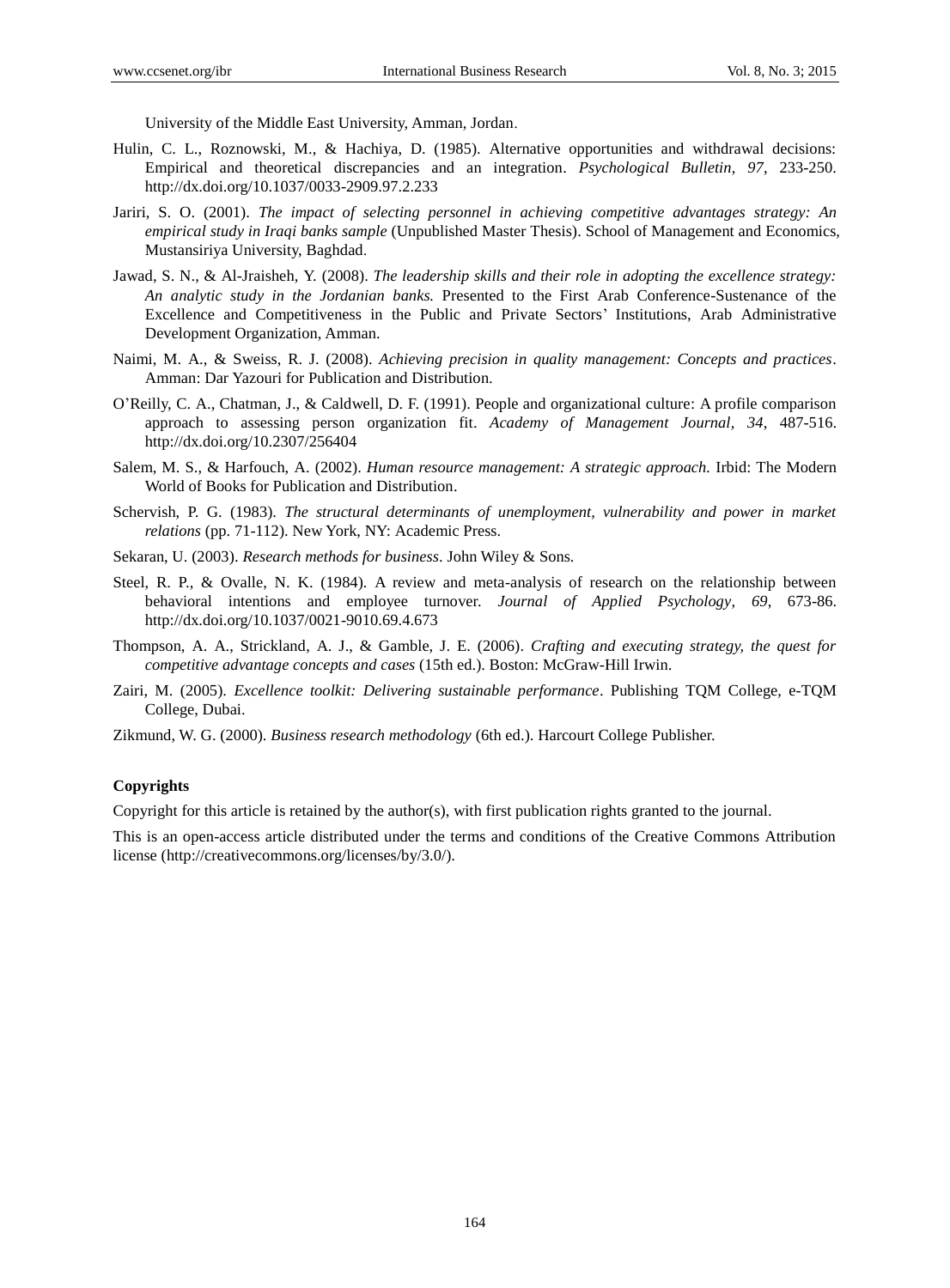University of the Middle East University, Amman, Jordan.

Hulin, C. L., Roznowski, M., & Hachiya, D. (1985). Alternative opportunities and withdrawal decisions: Empirical and theoretical discrepancies and an integration. *Psychological Bulletin, 97*, 233-250. http://dx.doi.org/10.1037/0033-2909.97.2.233

Jariri, S. O. (2001). *The impact of selecting personnel in achieving competitive advantages strategy: An empirical study in Iraqi banks sample* (Unpublished Master Thesis). School of Management and Economics, Mustansiriya University, Baghdad.

Jawad, S. N., & Al-Jraisheh, Y. (2008). *The leadership skills and their role in adopting the excellence strategy: An analytic study in the Jordanian banks.* Presented to the First Arab Conference-Sustenance of the Excellence and Competitiveness in the Public and Private Sectors' Institutions, Arab Administrative Development Organization, Amman.

Naimi, M. A., & Sweiss, R. J. (2008). *Achieving precision in quality management: Concepts and practices*. Amman: Dar Yazouri for Publication and Distribution.

O'Reilly, C. A., Chatman, J., & Caldwell, D. F. (1991). People and organizational culture: A profile comparison approach to assessing person organization fit. *Academy of Management Journal, 34*, 487-516. http://dx.doi.org/10.2307/256404

Salem, M. S., & Harfouch, A. (2002). *Human resource management: A strategic approach.* Irbid: The Modern World of Books for Publication and Distribution.

Schervish, P. G. (1983). *The structural determinants of unemployment, vulnerability and power in market relations* (pp. 71-112). New York, NY: Academic Press.

Sekaran, U. (2003). *Research methods for business*. John Wiley & Sons.

Steel, R. P., & Ovalle, N. K. (1984). A review and meta-analysis of research on the relationship between behavioral intentions and employee turnover. *Journal of Applied Psychology, 69*, 673-86. http://dx.doi.org/10.1037/0021-9010.69.4.673

Thompson, A. A., Strickland, A. J., & Gamble, J. E. (2006). *Crafting and executing strategy, the quest for competitive advantage concepts and cases* (15th ed.). Boston: McGraw-Hill Irwin.

Zairi, M. (2005). *Excellence toolkit: Delivering sustainable performance*. Publishing TQM College, e-TQM College, Dubai.

Zikmund, W. G. (2000). *Business research methodology* (6th ed.). Harcourt College Publisher.

**Copyrights**

Copyright for this article is retained by the author(s), with first publication rights granted to the journal.

This is an open-access article distributed under the terms and conditions of the Creative Commons Attribution license (http://creativecommons.org/licenses/by/3.0/).